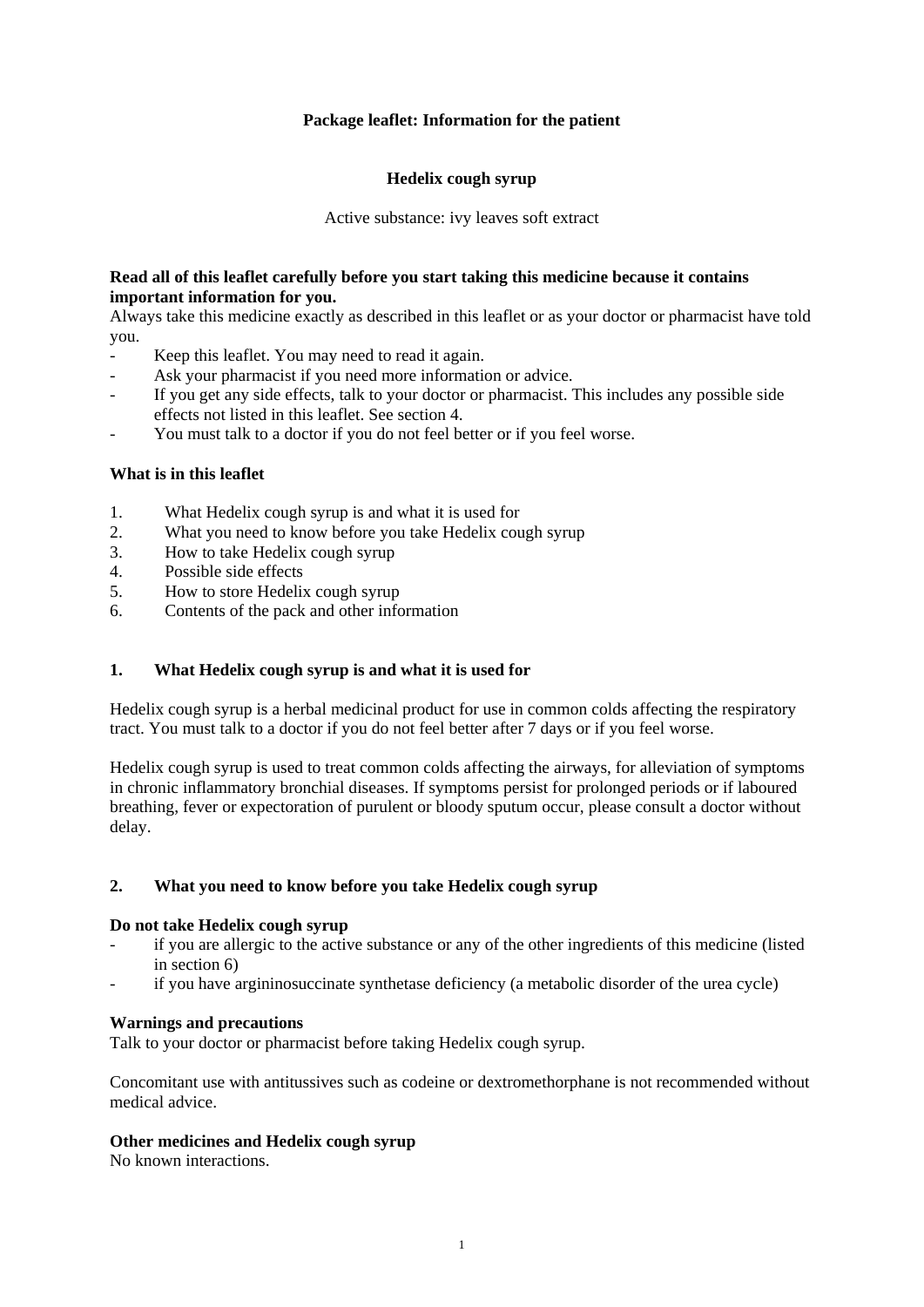**Package leaflet: Information for the patient**

**Hedelix cough syrup**

Active substance: ivy leaves soft extract

**Read all of this leaflet carefully before you start taking this medicine because it contains important information for you.**

Always take this medicine exactly as described in this leaflet or as your doctor or pharmacist have told you.

- Keep this leaflet. You may need to read it again.
- Ask your pharmacist if you need more information or advice.
- If you get any side effects, talk to your doctor or pharmacist. This includes any possible side effects not listed in this leaflet. See section 4.
- You must talk to a doctor if you do not feel better or if you feel worse.

**What is in this leaflet**

1. What Hedelix cough syrup is and what it is used for
2. What you need to know before you take Hedelix cough syrup
3. How to take Hedelix cough syrup
4. Possible side effects
5. How to store Hedelix cough syrup
6. Contents of the pack and other information

## 1. What Hedelix cough syrup is and what it is used for

Hedelix cough syrup is a herbal medicinal product for use in common colds affecting the respiratory tract. You must talk to a doctor if you do not feel better after 7 days or if you feel worse.

Hedelix cough syrup is used to treat common colds affecting the airways, for alleviation of symptoms in chronic inflammatory bronchial diseases. If symptoms persist for prolonged periods or if laboured breathing, fever or expectoration of purulent or bloody sputum occur, please consult a doctor without delay.

## 2. What you need to know before you take Hedelix cough syrup

**Do not take Hedelix cough syrup**

- if you are allergic to the active substance or any of the other ingredients of this medicine (listed in section 6)
- if you have argininosuccinate synthetase deficiency (a metabolic disorder of the urea cycle)

**Warnings and precautions**

Talk to your doctor or pharmacist before taking Hedelix cough syrup.

Concomitant use with antitussives such as codeine or dextromethorphane is not recommended without medical advice.

**Other medicines and Hedelix cough syrup**

No known interactions.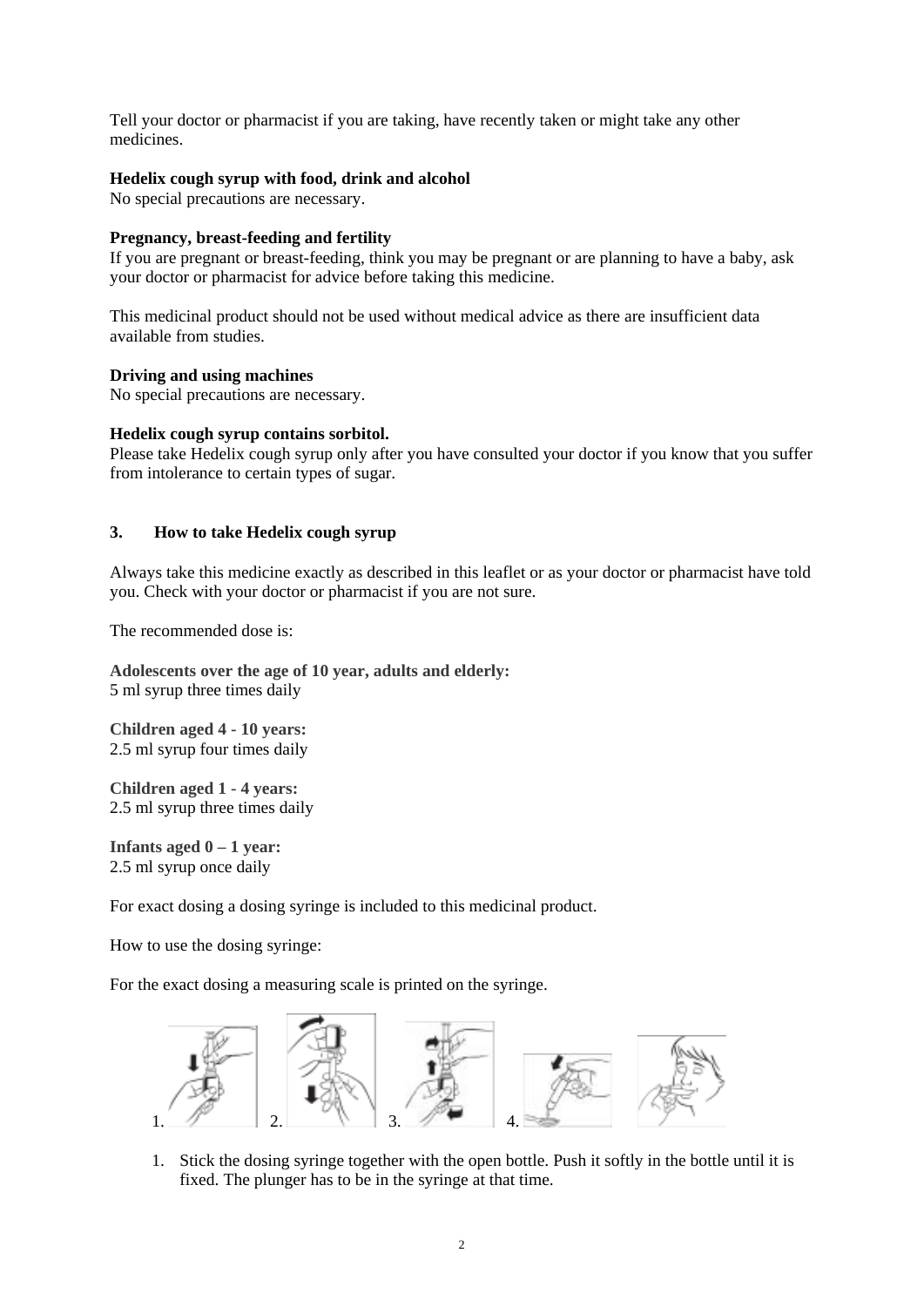Tell your doctor or pharmacist if you are taking, have recently taken or might take any other medicines.

**Hedelix cough syrup with food, drink and alcohol**
No special precautions are necessary.

**Pregnancy, breast-feeding and fertility**
If you are pregnant or breast-feeding, think you may be pregnant or are planning to have a baby, ask your doctor or pharmacist for advice before taking this medicine.

This medicinal product should not be used without medical advice as there are insufficient data available from studies.

**Driving and using machines**
No special precautions are necessary.

**Hedelix cough syrup contains sorbitol.**
Please take Hedelix cough syrup only after you have consulted your doctor if you know that you suffer from intolerance to certain types of sugar.

## 3. How to take Hedelix cough syrup

Always take this medicine exactly as described in this leaflet or as your doctor or pharmacist have told you. Check with your doctor or pharmacist if you are not sure.

The recommended dose is:

**Adolescents over the age of 10 year, adults and elderly:**
5 ml syrup three times daily

**Children aged 4 - 10 years:**
2.5 ml syrup four times daily

**Children aged 1 - 4 years:**
2.5 ml syrup three times daily

**Infants aged 0 – 1 year:**
2.5 ml syrup once daily

For exact dosing a dosing syringe is included to this medicinal product.

How to use the dosing syringe:

For the exact dosing a measuring scale is printed on the syringe.

1. 2. 3. 4.

1. Stick the dosing syringe together with the open bottle. Push it softly in the bottle until it is fixed. The plunger has to be in the syringe at that time.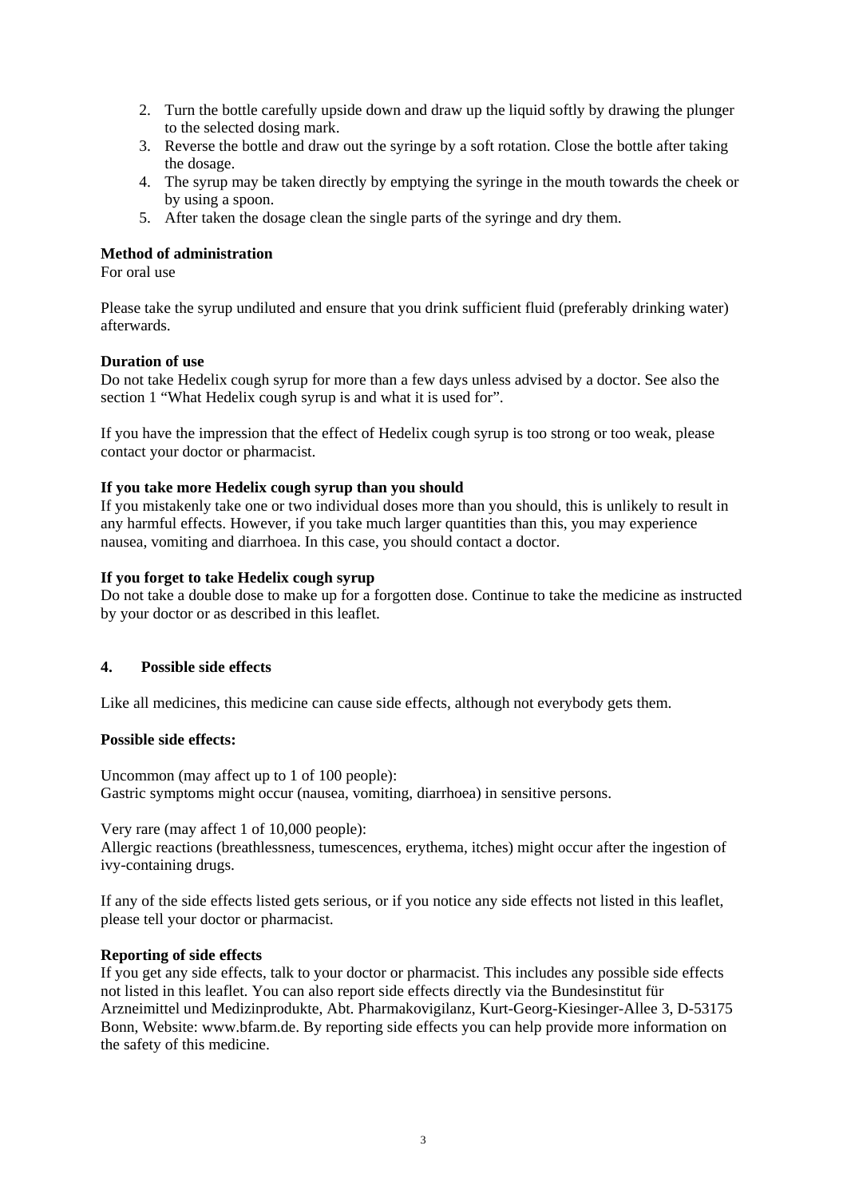2. Turn the bottle carefully upside down and draw up the liquid softly by drawing the plunger to the selected dosing mark.
3. Reverse the bottle and draw out the syringe by a soft rotation. Close the bottle after taking the dosage.
4. The syrup may be taken directly by emptying the syringe in the mouth towards the cheek or by using a spoon.
5. After taken the dosage clean the single parts of the syringe and dry them.

**Method of administration**
For oral use

Please take the syrup undiluted and ensure that you drink sufficient fluid (preferably drinking water) afterwards.

**Duration of use**
Do not take Hedelix cough syrup for more than a few days unless advised by a doctor. See also the section 1 "What Hedelix cough syrup is and what it is used for".

If you have the impression that the effect of Hedelix cough syrup is too strong or too weak, please contact your doctor or pharmacist.

**If you take more Hedelix cough syrup than you should**
If you mistakenly take one or two individual doses more than you should, this is unlikely to result in any harmful effects. However, if you take much larger quantities than this, you may experience nausea, vomiting and diarrhoea. In this case, you should contact a doctor.

**If you forget to take Hedelix cough syrup**
Do not take a double dose to make up for a forgotten dose. Continue to take the medicine as instructed by your doctor or as described in this leaflet.

## 4. Possible side effects

Like all medicines, this medicine can cause side effects, although not everybody gets them.

**Possible side effects:**

Uncommon (may affect up to 1 of 100 people):
Gastric symptoms might occur (nausea, vomiting, diarrhoea) in sensitive persons.

Very rare (may affect 1 of 10,000 people):
Allergic reactions (breathlessness, tumescences, erythema, itches) might occur after the ingestion of ivy-containing drugs.

If any of the side effects listed gets serious, or if you notice any side effects not listed in this leaflet, please tell your doctor or pharmacist.

**Reporting of side effects**
If you get any side effects, talk to your doctor or pharmacist. This includes any possible side effects not listed in this leaflet. You can also report side effects directly via the Bundesinstitut für Arzneimittel und Medizinprodukte, Abt. Pharmakovigilanz, Kurt-Georg-Kiesinger-Allee 3, D-53175 Bonn, Website: www.bfarm.de. By reporting side effects you can help provide more information on the safety of this medicine.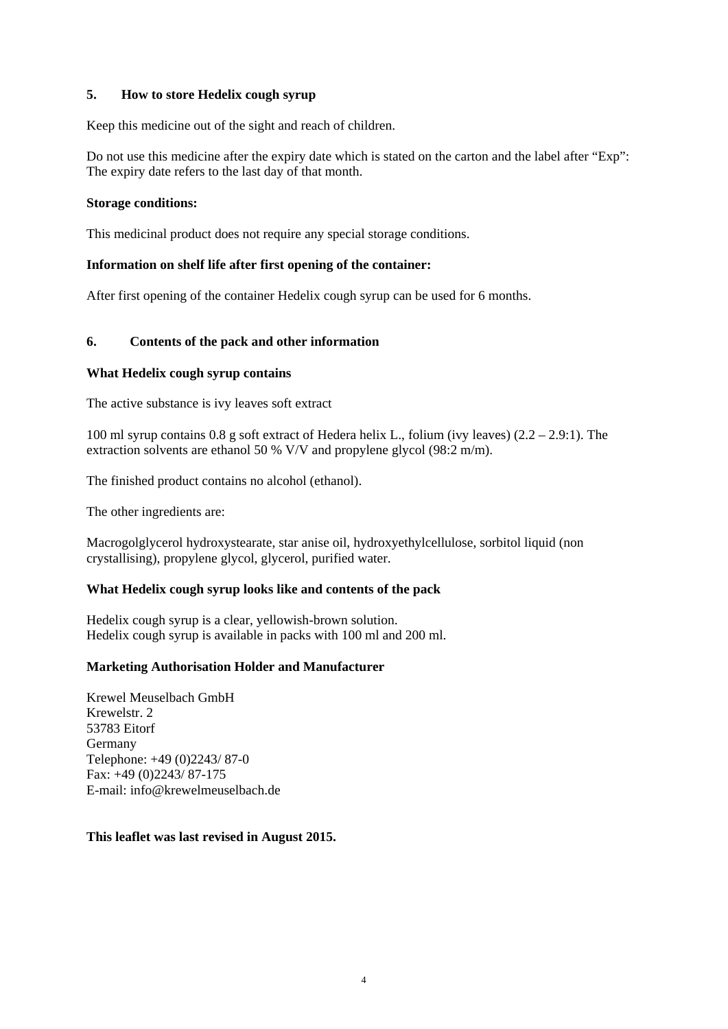## 5. How to store Hedelix cough syrup

Keep this medicine out of the sight and reach of children.

Do not use this medicine after the expiry date which is stated on the carton and the label after "Exp": The expiry date refers to the last day of that month.

**Storage conditions:**

This medicinal product does not require any special storage conditions.

**Information on shelf life after first opening of the container:**

After first opening of the container Hedelix cough syrup can be used for 6 months.

## 6. Contents of the pack and other information

**What Hedelix cough syrup contains**

The active substance is ivy leaves soft extract

100 ml syrup contains 0.8 g soft extract of Hedera helix L., folium (ivy leaves) (2.2 – 2.9:1). The extraction solvents are ethanol 50 % V/V and propylene glycol (98:2 m/m).

The finished product contains no alcohol (ethanol).

The other ingredients are:

Macrogolglycerol hydroxystearate, star anise oil, hydroxyethylcellulose, sorbitol liquid (non crystallising), propylene glycol, glycerol, purified water.

**What Hedelix cough syrup looks like and contents of the pack**

Hedelix cough syrup is a clear, yellowish-brown solution.
Hedelix cough syrup is available in packs with 100 ml and 200 ml.

**Marketing Authorisation Holder and Manufacturer**

Krewel Meuselbach GmbH
Krewelstr. 2
53783 Eitorf
Germany
Telephone: +49 (0)2243/ 87-0
Fax: +49 (0)2243/ 87-175
E-mail: info@krewelmeuselbach.de

**This leaflet was last revised in August 2015.**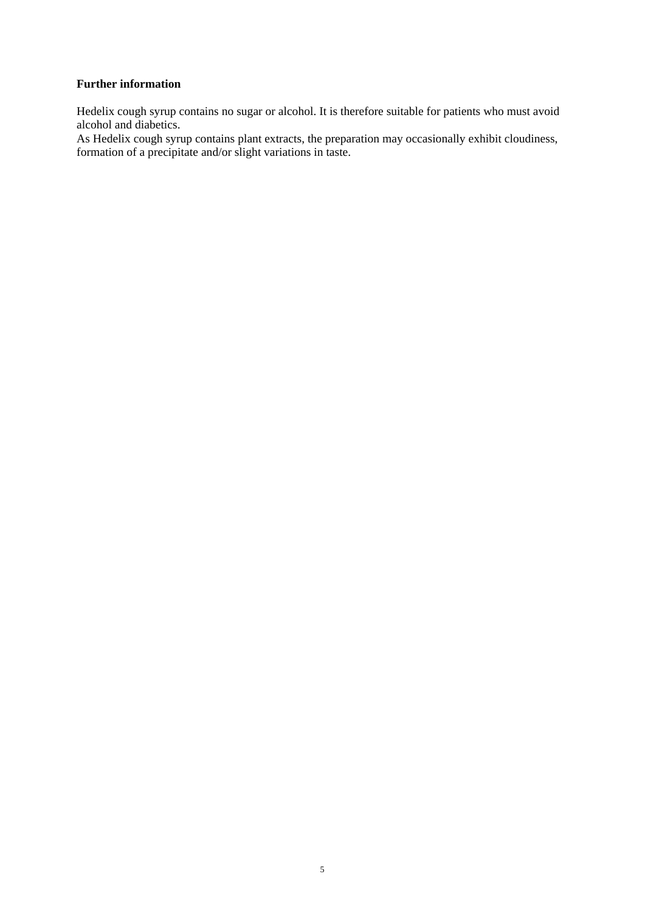**Further information**

Hedelix cough syrup contains no sugar or alcohol. It is therefore suitable for patients who must avoid alcohol and diabetics.
As Hedelix cough syrup contains plant extracts, the preparation may occasionally exhibit cloudiness, formation of a precipitate and/or slight variations in taste.